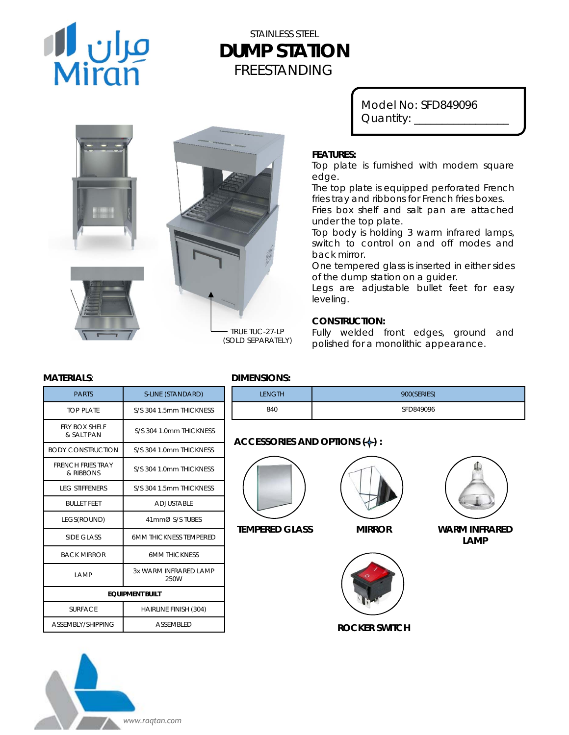# STAINLESS STEEL
# DUMP STATION
## FREESTANDING

Model No: SFD849096
Quantity: _______________

TRUE TUC-27-LP
(SOLD SEPARATELY)

**FEATURES:**

Top plate is furnished with modern square edge.
The top plate is equipped perforated French fries tray and ribbons for French fries boxes.
Fries box shelf and salt pan are attached under the top plate.
Top body is holding 3 warm infrared lamps, switch to control on and off modes and back mirror.
One tempered glass is inserted in either sides of the dump station on a guider.
Legs are adjustable bullet feet for easy leveling.

**CONSTRUCTION:**

Fully welded front edges, ground and polished for a monolithic appearance.

**MATERIALS:**

| PARTS | S-LINE (STANDARD) |
|---|---|
| TOP PLATE | S/S 304 1.5mm THICKNESS |
| FRY BOX SHELF & SALT PAN | S/S 304 1.0mm THICKNESS |
| BODY CONSTRUCTION | S/S 304 1.0mm THICKNESS |
| FRENCH FRIES TRAY & RIBBONS | S/S 304 1.0mm THICKNESS |
| LEG STIFFENERS | S/S 304 1.5mm THICKNESS |
| BULLET FEET | ADJUSTABLE |
| LEGS(ROUND) | 41mmØ S/S TUBES |
| SIDE GLASS | 6MM THICKNESS TEMPERED |
| BACK MIRROR | 6MM THICKNESS |
| LAMP | 3x WARM INFRARED LAMP 250W |
| **EQUIPMENT BUILT** | |
| SURFACE | HAIRLINE FINISH (304) |
| ASSEMBLY/SHIPPING | ASSEMBLED |

**DIMENSIONS:**

| LENGTH | 900(SERIES) |
|---|---|
| 840 | SFD849096 |

**ACCESSORIES AND OPTIONS (+) :**

- TEMPERED GLASS
- MIRROR
- WARM INFRARED LAMP
- ROCKER SWITCH

www.raqtan.com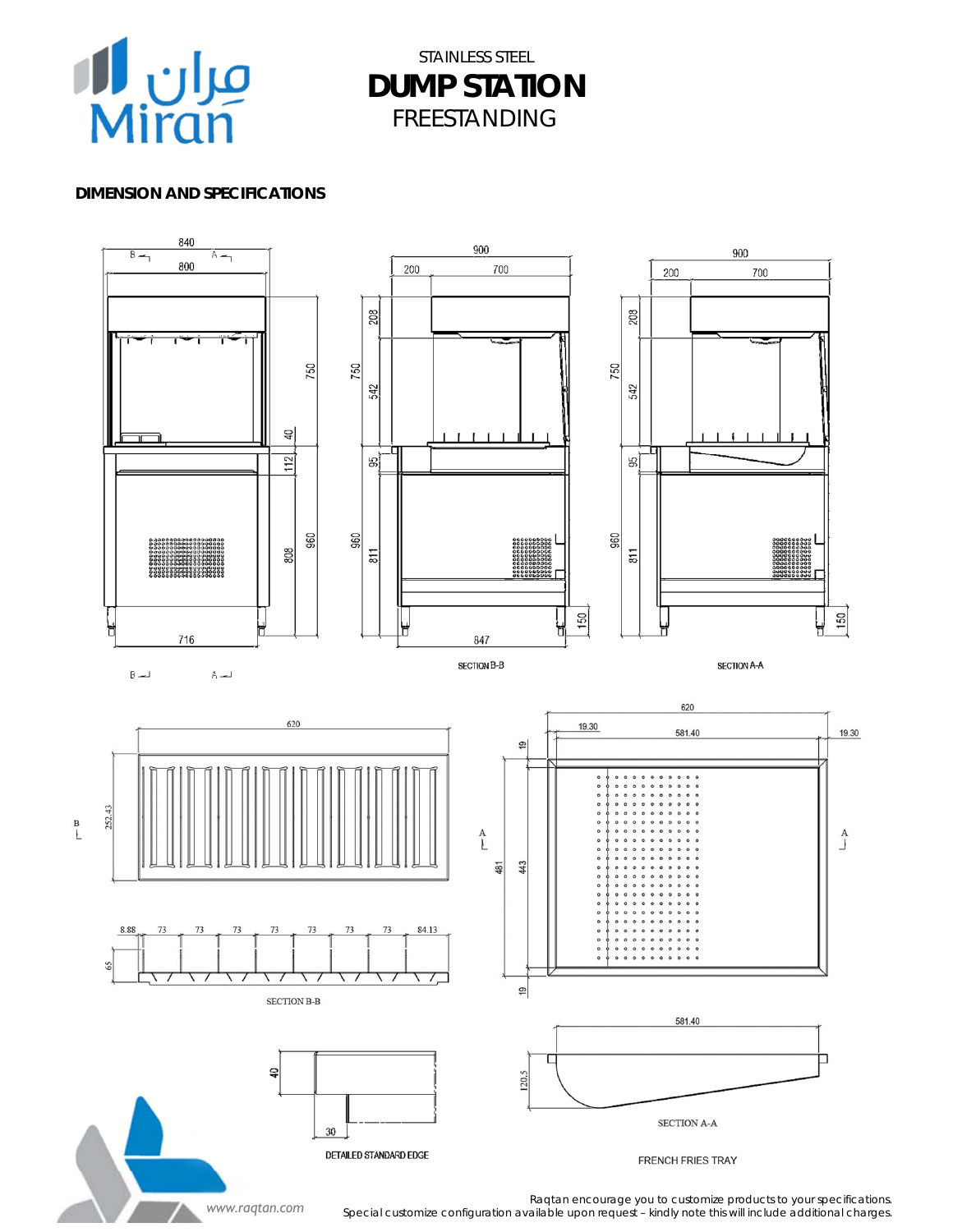مران

Miran

STAINLESS STEEL

# DUMP STATION

FREESTANDING

**DIMENSION AND SPECIFICATIONS**

840
800
750
40
112
808
960
716

900
200
700
208
542
750
95
960
811
847
150
SECTION B-B

900
200
700
208
542
750
95
960
811
150
SECTION A-A

620
252.43
8.88
73
73
73
73
73
73
73
84.13
65
SECTION B-B

620
19.30
581.40
19.30
19
481
443
19

40
30
DETAILED STANDARD EDGE

581.40
120.5
SECTION A-A
FRENCH FRIES TRAY

www.raqtan.com

Raqtan encourage you to customize products to your specifications.
Special customize configuration available upon request – kindly note this will include additional charges.